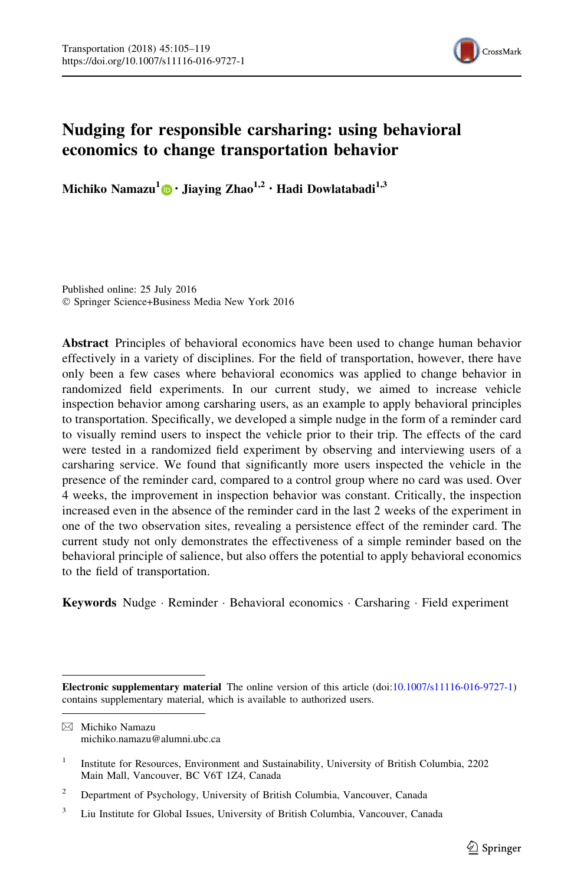# Nudging for responsible carsharing: using behavioral economics to change transportation behavior

**Michiko Namazu[1] · Jiaying Zhao[1,2] · Hadi Dowlatabadi[1,3]**

Published online: 25 July 2016
© Springer Science+Business Media New York 2016

**Abstract** Principles of behavioral economics have been used to change human behavior effectively in a variety of disciplines. For the field of transportation, however, there have only been a few cases where behavioral economics was applied to change behavior in randomized field experiments. In our current study, we aimed to increase vehicle inspection behavior among carsharing users, as an example to apply behavioral principles to transportation. Specifically, we developed a simple nudge in the form of a reminder card to visually remind users to inspect the vehicle prior to their trip. The effects of the card were tested in a randomized field experiment by observing and interviewing users of a carsharing service. We found that significantly more users inspected the vehicle in the presence of the reminder card, compared to a control group where no card was used. Over 4 weeks, the improvement in inspection behavior was constant. Critically, the inspection increased even in the absence of the reminder card in the last 2 weeks of the experiment in one of the two observation sites, revealing a persistence effect of the reminder card. The current study not only demonstrates the effectiveness of a simple reminder based on the behavioral principle of salience, but also offers the potential to apply behavioral economics to the field of transportation.

**Keywords** Nudge · Reminder · Behavioral economics · Carsharing · Field experiment

---

**Electronic supplementary material** The online version of this article (doi:10.1007/s11116-016-9727-1) contains supplementary material, which is available to authorized users.

✉ Michiko Namazu
michiko.namazu@alumni.ubc.ca

[1] Institute for Resources, Environment and Sustainability, University of British Columbia, 2202 Main Mall, Vancouver, BC V6T 1Z4, Canada

[2] Department of Psychology, University of British Columbia, Vancouver, Canada

[3] Liu Institute for Global Issues, University of British Columbia, Vancouver, Canada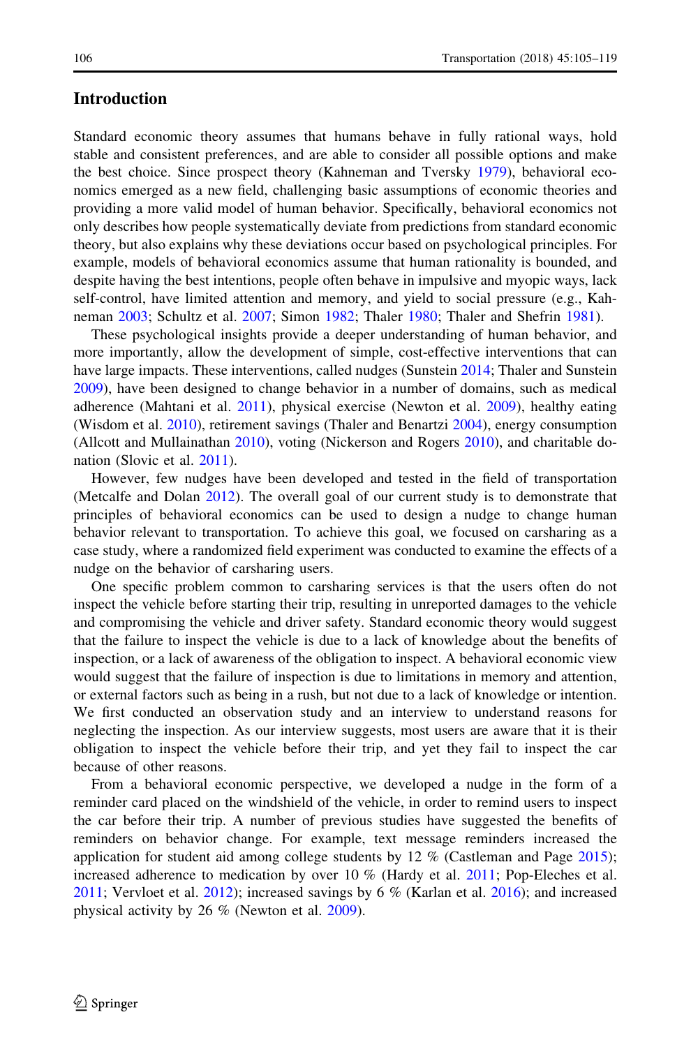## Introduction

Standard economic theory assumes that humans behave in fully rational ways, hold stable and consistent preferences, and are able to consider all possible options and make the best choice. Since prospect theory (Kahneman and Tversky 1979), behavioral economics emerged as a new field, challenging basic assumptions of economic theories and providing a more valid model of human behavior. Specifically, behavioral economics not only describes how people systematically deviate from predictions from standard economic theory, but also explains why these deviations occur based on psychological principles. For example, models of behavioral economics assume that human rationality is bounded, and despite having the best intentions, people often behave in impulsive and myopic ways, lack self-control, have limited attention and memory, and yield to social pressure (e.g., Kahneman 2003; Schultz et al. 2007; Simon 1982; Thaler 1980; Thaler and Shefrin 1981).

These psychological insights provide a deeper understanding of human behavior, and more importantly, allow the development of simple, cost-effective interventions that can have large impacts. These interventions, called nudges (Sunstein 2014; Thaler and Sunstein 2009), have been designed to change behavior in a number of domains, such as medical adherence (Mahtani et al. 2011), physical exercise (Newton et al. 2009), healthy eating (Wisdom et al. 2010), retirement savings (Thaler and Benartzi 2004), energy consumption (Allcott and Mullainathan 2010), voting (Nickerson and Rogers 2010), and charitable donation (Slovic et al. 2011).

However, few nudges have been developed and tested in the field of transportation (Metcalfe and Dolan 2012). The overall goal of our current study is to demonstrate that principles of behavioral economics can be used to design a nudge to change human behavior relevant to transportation. To achieve this goal, we focused on carsharing as a case study, where a randomized field experiment was conducted to examine the effects of a nudge on the behavior of carsharing users.

One specific problem common to carsharing services is that the users often do not inspect the vehicle before starting their trip, resulting in unreported damages to the vehicle and compromising the vehicle and driver safety. Standard economic theory would suggest that the failure to inspect the vehicle is due to a lack of knowledge about the benefits of inspection, or a lack of awareness of the obligation to inspect. A behavioral economic view would suggest that the failure of inspection is due to limitations in memory and attention, or external factors such as being in a rush, but not due to a lack of knowledge or intention. We first conducted an observation study and an interview to understand reasons for neglecting the inspection. As our interview suggests, most users are aware that it is their obligation to inspect the vehicle before their trip, and yet they fail to inspect the car because of other reasons.

From a behavioral economic perspective, we developed a nudge in the form of a reminder card placed on the windshield of the vehicle, in order to remind users to inspect the car before their trip. A number of previous studies have suggested the benefits of reminders on behavior change. For example, text message reminders increased the application for student aid among college students by 12 % (Castleman and Page 2015); increased adherence to medication by over 10 % (Hardy et al. 2011; Pop-Eleches et al. 2011; Vervloet et al. 2012); increased savings by 6 % (Karlan et al. 2016); and increased physical activity by 26 % (Newton et al. 2009).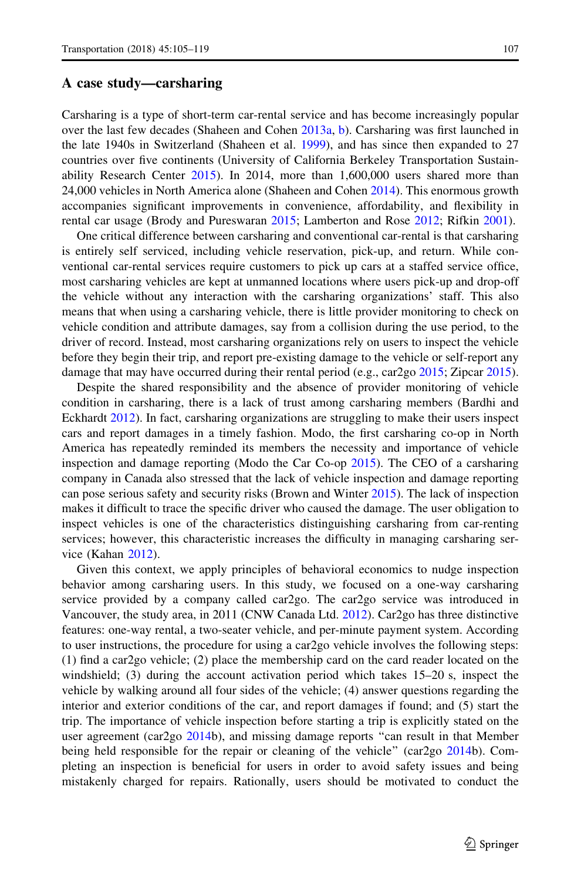## A case study—carsharing

Carsharing is a type of short-term car-rental service and has become increasingly popular over the last few decades (Shaheen and Cohen 2013a, b). Carsharing was first launched in the late 1940s in Switzerland (Shaheen et al. 1999), and has since then expanded to 27 countries over five continents (University of California Berkeley Transportation Sustainability Research Center 2015). In 2014, more than 1,600,000 users shared more than 24,000 vehicles in North America alone (Shaheen and Cohen 2014). This enormous growth accompanies significant improvements in convenience, affordability, and flexibility in rental car usage (Brody and Pureswaran 2015; Lamberton and Rose 2012; Rifkin 2001).

One critical difference between carsharing and conventional car-rental is that carsharing is entirely self serviced, including vehicle reservation, pick-up, and return. While conventional car-rental services require customers to pick up cars at a staffed service office, most carsharing vehicles are kept at unmanned locations where users pick-up and drop-off the vehicle without any interaction with the carsharing organizations' staff. This also means that when using a carsharing vehicle, there is little provider monitoring to check on vehicle condition and attribute damages, say from a collision during the use period, to the driver of record. Instead, most carsharing organizations rely on users to inspect the vehicle before they begin their trip, and report pre-existing damage to the vehicle or self-report any damage that may have occurred during their rental period (e.g., car2go 2015; Zipcar 2015).

Despite the shared responsibility and the absence of provider monitoring of vehicle condition in carsharing, there is a lack of trust among carsharing members (Bardhi and Eckhardt 2012). In fact, carsharing organizations are struggling to make their users inspect cars and report damages in a timely fashion. Modo, the first carsharing co-op in North America has repeatedly reminded its members the necessity and importance of vehicle inspection and damage reporting (Modo the Car Co-op 2015). The CEO of a carsharing company in Canada also stressed that the lack of vehicle inspection and damage reporting can pose serious safety and security risks (Brown and Winter 2015). The lack of inspection makes it difficult to trace the specific driver who caused the damage. The user obligation to inspect vehicles is one of the characteristics distinguishing carsharing from car-renting services; however, this characteristic increases the difficulty in managing carsharing service (Kahan 2012).

Given this context, we apply principles of behavioral economics to nudge inspection behavior among carsharing users. In this study, we focused on a one-way carsharing service provided by a company called car2go. The car2go service was introduced in Vancouver, the study area, in 2011 (CNW Canada Ltd. 2012). Car2go has three distinctive features: one-way rental, a two-seater vehicle, and per-minute payment system. According to user instructions, the procedure for using a car2go vehicle involves the following steps: (1) find a car2go vehicle; (2) place the membership card on the card reader located on the windshield; (3) during the account activation period which takes 15–20 s, inspect the vehicle by walking around all four sides of the vehicle; (4) answer questions regarding the interior and exterior conditions of the car, and report damages if found; and (5) start the trip. The importance of vehicle inspection before starting a trip is explicitly stated on the user agreement (car2go 2014b), and missing damage reports "can result in that Member being held responsible for the repair or cleaning of the vehicle" (car2go 2014b). Completing an inspection is beneficial for users in order to avoid safety issues and being mistakenly charged for repairs. Rationally, users should be motivated to conduct the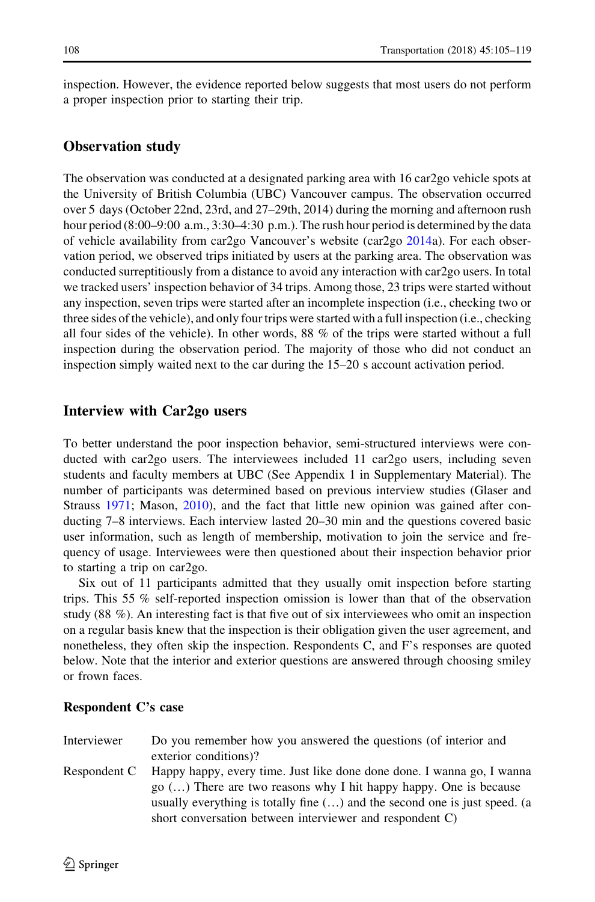inspection. However, the evidence reported below suggests that most users do not perform a proper inspection prior to starting their trip.

## Observation study

The observation was conducted at a designated parking area with 16 car2go vehicle spots at the University of British Columbia (UBC) Vancouver campus. The observation occurred over 5 days (October 22nd, 23rd, and 27–29th, 2014) during the morning and afternoon rush hour period (8:00–9:00 a.m., 3:30–4:30 p.m.). The rush hour period is determined by the data of vehicle availability from car2go Vancouver's website (car2go 2014a). For each observation period, we observed trips initiated by users at the parking area. The observation was conducted surreptitiously from a distance to avoid any interaction with car2go users. In total we tracked users' inspection behavior of 34 trips. Among those, 23 trips were started without any inspection, seven trips were started after an incomplete inspection (i.e., checking two or three sides of the vehicle), and only four trips were started with a full inspection (i.e., checking all four sides of the vehicle). In other words, 88 % of the trips were started without a full inspection during the observation period. The majority of those who did not conduct an inspection simply waited next to the car during the 15–20 s account activation period.

## Interview with Car2go users

To better understand the poor inspection behavior, semi-structured interviews were conducted with car2go users. The interviewees included 11 car2go users, including seven students and faculty members at UBC (See Appendix 1 in Supplementary Material). The number of participants was determined based on previous interview studies (Glaser and Strauss 1971; Mason, 2010), and the fact that little new opinion was gained after conducting 7–8 interviews. Each interview lasted 20–30 min and the questions covered basic user information, such as length of membership, motivation to join the service and frequency of usage. Interviewees were then questioned about their inspection behavior prior to starting a trip on car2go.

Six out of 11 participants admitted that they usually omit inspection before starting trips. This 55 % self-reported inspection omission is lower than that of the observation study (88 %). An interesting fact is that five out of six interviewees who omit an inspection on a regular basis knew that the inspection is their obligation given the user agreement, and nonetheless, they often skip the inspection. Respondents C, and F's responses are quoted below. Note that the interior and exterior questions are answered through choosing smiley or frown faces.

### Respondent C's case

Interviewer: Do you remember how you answered the questions (of interior and exterior conditions)?

Respondent C: Happy happy, every time. Just like done done done. I wanna go, I wanna go (…) There are two reasons why I hit happy happy. One is because usually everything is totally fine (…) and the second one is just speed. (a short conversation between interviewer and respondent C)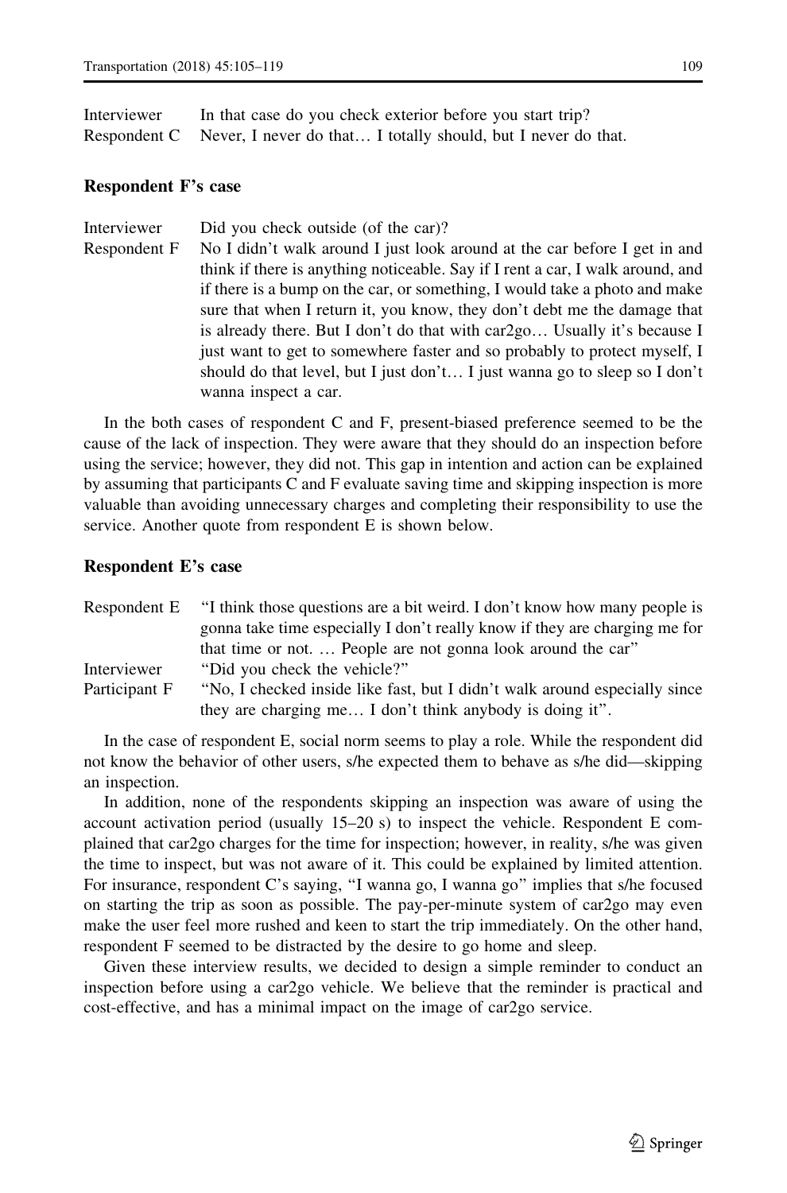| | |
|---|---|
| Interviewer | In that case do you check exterior before you start trip? |
| Respondent C | Never, I never do that… I totally should, but I never do that. |

**Respondent F's case**

| | |
|---|---|
| Interviewer | Did you check outside (of the car)? |
| Respondent F | No I didn't walk around I just look around at the car before I get in and think if there is anything noticeable. Say if I rent a car, I walk around, and if there is a bump on the car, or something, I would take a photo and make sure that when I return it, you know, they don't debt me the damage that is already there. But I don't do that with car2go… Usually it's because I just want to get to somewhere faster and so probably to protect myself, I should do that level, but I just don't… I just wanna go to sleep so I don't wanna inspect a car. |

In the both cases of respondent C and F, present-biased preference seemed to be the cause of the lack of inspection. They were aware that they should do an inspection before using the service; however, they did not. This gap in intention and action can be explained by assuming that participants C and F evaluate saving time and skipping inspection is more valuable than avoiding unnecessary charges and completing their responsibility to use the service. Another quote from respondent E is shown below.

**Respondent E's case**

| | |
|---|---|
| Respondent E | "I think those questions are a bit weird. I don't know how many people is gonna take time especially I don't really know if they are charging me for that time or not. … People are not gonna look around the car" |
| Interviewer | "Did you check the vehicle?" |
| Participant F | "No, I checked inside like fast, but I didn't walk around especially since they are charging me… I don't think anybody is doing it". |

In the case of respondent E, social norm seems to play a role. While the respondent did not know the behavior of other users, s/he expected them to behave as s/he did—skipping an inspection.

In addition, none of the respondents skipping an inspection was aware of using the account activation period (usually 15–20 s) to inspect the vehicle. Respondent E complained that car2go charges for the time for inspection; however, in reality, s/he was given the time to inspect, but was not aware of it. This could be explained by limited attention. For insurance, respondent C's saying, "I wanna go, I wanna go" implies that s/he focused on starting the trip as soon as possible. The pay-per-minute system of car2go may even make the user feel more rushed and keen to start the trip immediately. On the other hand, respondent F seemed to be distracted by the desire to go home and sleep.

Given these interview results, we decided to design a simple reminder to conduct an inspection before using a car2go vehicle. We believe that the reminder is practical and cost-effective, and has a minimal impact on the image of car2go service.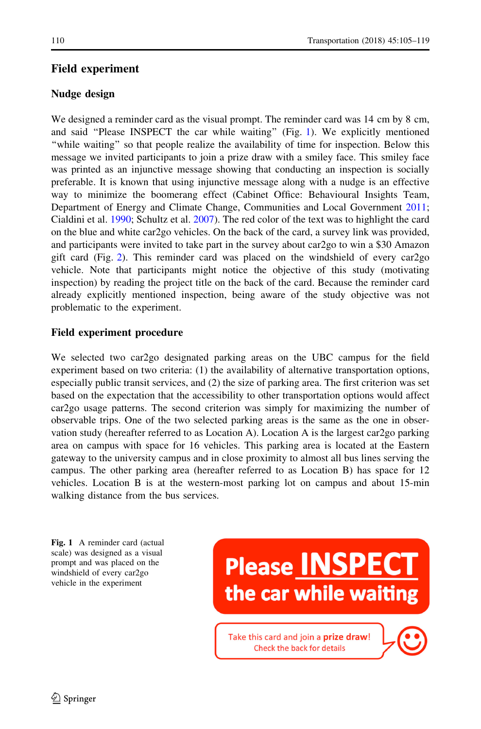## Field experiment

### Nudge design

We designed a reminder card as the visual prompt. The reminder card was 14 cm by 8 cm, and said "Please INSPECT the car while waiting" (Fig. 1). We explicitly mentioned "while waiting" so that people realize the availability of time for inspection. Below this message we invited participants to join a prize draw with a smiley face. This smiley face was printed as an injunctive message showing that conducting an inspection is socially preferable. It is known that using injunctive message along with a nudge is an effective way to minimize the boomerang effect (Cabinet Office: Behavioural Insights Team, Department of Energy and Climate Change, Communities and Local Government 2011; Cialdini et al. 1990; Schultz et al. 2007). The red color of the text was to highlight the card on the blue and white car2go vehicles. On the back of the card, a survey link was provided, and participants were invited to take part in the survey about car2go to win a $30 Amazon gift card (Fig. 2). This reminder card was placed on the windshield of every car2go vehicle. Note that participants might notice the objective of this study (motivating inspection) by reading the project title on the back of the card. Because the reminder card already explicitly mentioned inspection, being aware of the study objective was not problematic to the experiment.

### Field experiment procedure

We selected two car2go designated parking areas on the UBC campus for the field experiment based on two criteria: (1) the availability of alternative transportation options, especially public transit services, and (2) the size of parking area. The first criterion was set based on the expectation that the accessibility to other transportation options would affect car2go usage patterns. The second criterion was simply for maximizing the number of observable trips. One of the two selected parking areas is the same as the one in observation study (hereafter referred to as Location A). Location A is the largest car2go parking area on campus with space for 16 vehicles. This parking area is located at the Eastern gateway to the university campus and in close proximity to almost all bus lines serving the campus. The other parking area (hereafter referred to as Location B) has space for 12 vehicles. Location B is at the western-most parking lot on campus and about 15-min walking distance from the bus services.

**Please INSPECT the car while waiting**

Take this card and join a **prize draw**!
Check the back for details

**Fig. 1** A reminder card (actual scale) was designed as a visual prompt and was placed on the windshield of every car2go vehicle in the experiment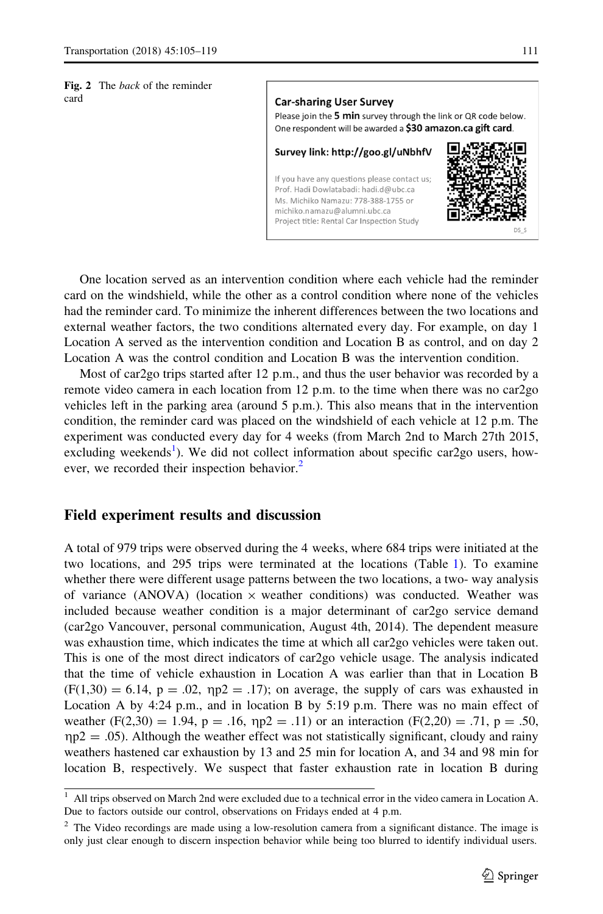**Fig. 2** The *back* of the reminder card

**Car-sharing User Survey**
Please join the **5 min** survey through the link or QR code below.
One respondent will be awarded a **$30 amazon.ca gift card**.

**Survey link: http://goo.gl/uNbhfV**

If you have any questions please contact us;
Prof. Hadi Dowlatabadi: hadi.d@ubc.ca
Ms. Michiko Namazu: 778-388-1755 or
michiko.namazu@alumni.ubc.ca
Project title: Rental Car Inspection Study

DS_S

One location served as an intervention condition where each vehicle had the reminder card on the windshield, while the other as a control condition where none of the vehicles had the reminder card. To minimize the inherent differences between the two locations and external weather factors, the two conditions alternated every day. For example, on day 1 Location A served as the intervention condition and Location B as control, and on day 2 Location A was the control condition and Location B was the intervention condition.

Most of car2go trips started after 12 p.m., and thus the user behavior was recorded by a remote video camera in each location from 12 p.m. to the time when there was no car2go vehicles left in the parking area (around 5 p.m.). This also means that in the intervention condition, the reminder card was placed on the windshield of each vehicle at 12 p.m. The experiment was conducted every day for 4 weeks (from March 2nd to March 27th 2015, excluding weekends[1]). We did not collect information about specific car2go users, however, we recorded their inspection behavior.[2]

## Field experiment results and discussion

A total of 979 trips were observed during the 4 weeks, where 684 trips were initiated at the two locations, and 295 trips were terminated at the locations (Table 1). To examine whether there were different usage patterns between the two locations, a two- way analysis of variance (ANOVA) (location × weather conditions) was conducted. Weather was included because weather condition is a major determinant of car2go service demand (car2go Vancouver, personal communication, August 4th, 2014). The dependent measure was exhaustion time, which indicates the time at which all car2go vehicles were taken out. This is one of the most direct indicators of car2go vehicle usage. The analysis indicated that the time of vehicle exhaustion in Location A was earlier than that in Location B ($F(1,30) = 6.14$, $p = .02$, $\eta p2 = .17$); on average, the supply of cars was exhausted in Location A by 4:24 p.m., and in location B by 5:19 p.m. There was no main effect of weather ($F(2,30) = 1.94$, $p = .16$, $\eta p2 = .11$) or an interaction ($F(2,20) = .71$, $p = .50$, $\eta p2 = .05$). Although the weather effect was not statistically significant, cloudy and rainy weathers hastened car exhaustion by 13 and 25 min for location A, and 34 and 98 min for location B, respectively. We suspect that faster exhaustion rate in location B during

[1] All trips observed on March 2nd were excluded due to a technical error in the video camera in Location A. Due to factors outside our control, observations on Fridays ended at 4 p.m.

[2] The Video recordings are made using a low-resolution camera from a significant distance. The image is only just clear enough to discern inspection behavior while being too blurred to identify individual users.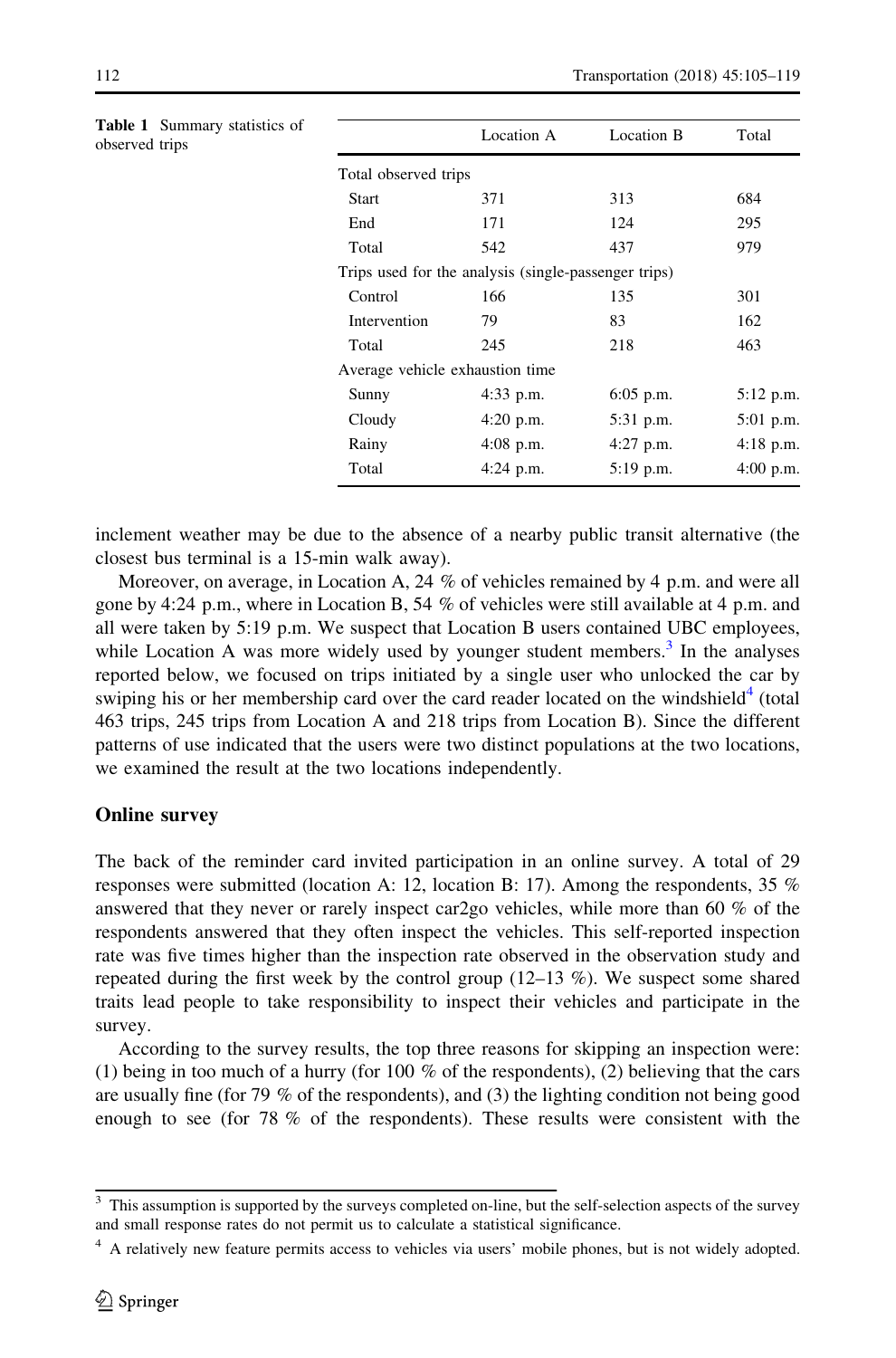Table 1 Summary of statistics of observed trips

| | Location A | Location B | Total |
|---|---|---|---|
| Total observed trips | | | |
| Start | 371 | 313 | 684 |
| End | 171 | 124 | 295 |
| Total | 542 | 437 | 979 |
| Trips used for the analysis (single-passenger trips) | | | |
| Control | 166 | 135 | 301 |
| Intervention | 79 | 83 | 162 |
| Total | 245 | 218 | 463 |
| Average vehicle exhaustion time | | | |
| Sunny | 4:33 p.m. | 6:05 p.m. | 5:12 p.m. |
| Cloudy | 4:20 p.m. | 5:31 p.m. | 5:01 p.m. |
| Rainy | 4:08 p.m. | 4:27 p.m. | 4:18 p.m. |
| Total | 4:24 p.m. | 5:19 p.m. | 4:00 p.m. |

inclement weather may be due to the absence of a nearby public transit alternative (the closest bus terminal is a 15-min walk away).

Moreover, on average, in Location A, 24 % of vehicles remained by 4 p.m. and were all gone by 4:24 p.m., where in Location B, 54 % of vehicles were still available at 4 p.m. and all were taken by 5:19 p.m. We suspect that Location B users contained UBC employees, while Location A was more widely used by younger student members.[3] In the analyses reported below, we focused on trips initiated by a single user who unlocked the car by swiping his or her membership card over the card reader located on the windshield[4] (total 463 trips, 245 trips from Location A and 218 trips from Location B). Since the different patterns of use indicated that the users were two distinct populations at the two locations, we examined the result at the two locations independently.

## Online survey

The back of the reminder card invited participation in an online survey. A total of 29 responses were submitted (location A: 12, location B: 17). Among the respondents, 35 % answered that they never or rarely inspect car2go vehicles, while more than 60 % of the respondents answered that they often inspect the vehicles. This self-reported inspection rate was five times higher than the inspection rate observed in the observation study and repeated during the first week by the control group (12–13 %). We suspect some shared traits lead people to take responsibility to inspect their vehicles and participate in the survey.

According to the survey results, the top three reasons for skipping an inspection were: (1) being in too much of a hurry (for 100 % of the respondents), (2) believing that the cars are usually fine (for 79 % of the respondents), and (3) the lighting condition not being good enough to see (for 78 % of the respondents). These results were consistent with the

[3] This assumption is supported by the surveys completed on-line, but the self-selection aspects of the survey and small response rates do not permit us to calculate a statistical significance.

[4] A relatively new feature permits access to vehicles via users' mobile phones, but is not widely adopted.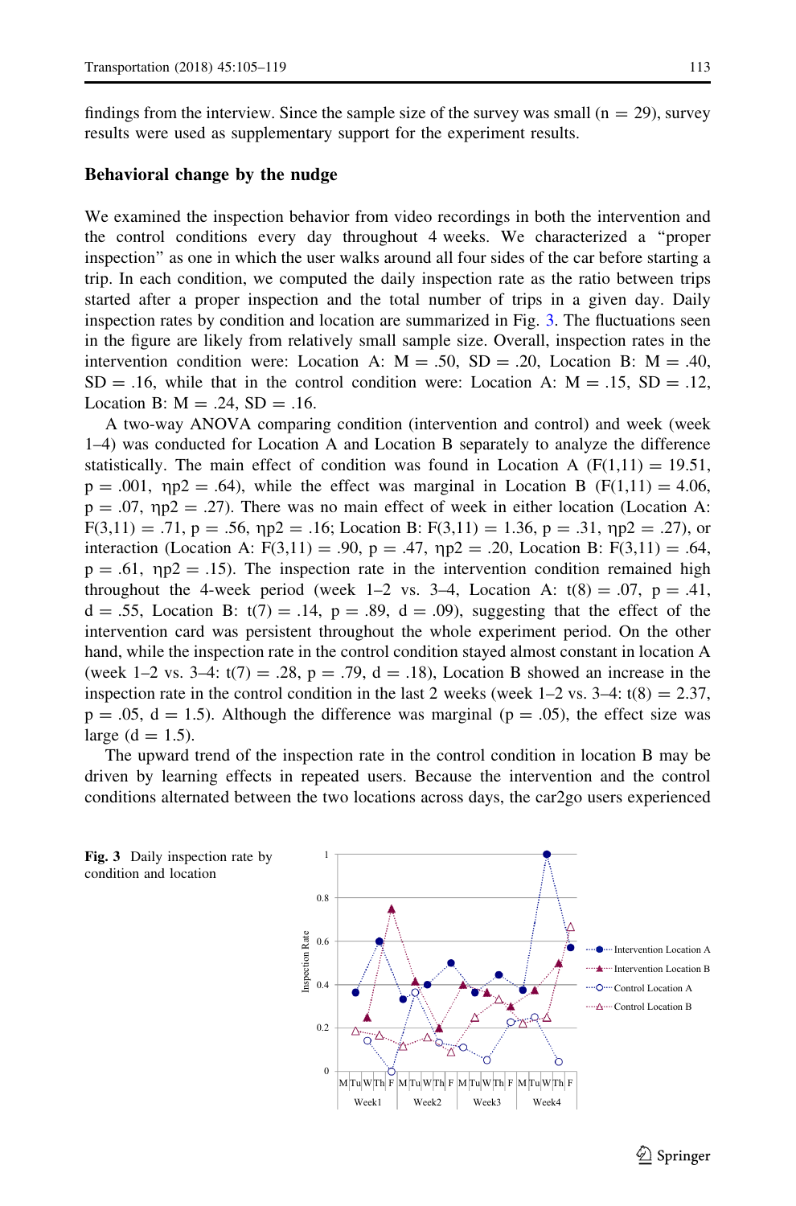findings from the interview. Since the sample size of the survey was small (n = 29), survey results were used as supplementary support for the experiment results.

## Behavioral change by the nudge

We examined the inspection behavior from video recordings in both the intervention and the control conditions every day throughout 4 weeks. We characterized a "proper inspection" as one in which the user walks around all four sides of the car before starting a trip. In each condition, we computed the daily inspection rate as the ratio between trips started after a proper inspection and the total number of trips in a given day. Daily inspection rates by condition and location are summarized in Fig. 3. The fluctuations seen in the figure are likely from relatively small sample size. Overall, inspection rates in the intervention condition were: Location A: M = .50, SD = .20, Location B: M = .40, SD = .16, while that in the control condition were: Location A: M = .15, SD = .12, Location B: M = .24, SD = .16.

A two-way ANOVA comparing condition (intervention and control) and week (week 1–4) was conducted for Location A and Location B separately to analyze the difference statistically. The main effect of condition was found in Location A ($F(1,11) = 19.51$, $p = .001$, $\eta p2 = .64$), while the effect was marginal in Location B ($F(1,11) = 4.06$, $p = .07$, $\eta p2 = .27$). There was no main effect of week in either location (Location A: $F(3,11) = .71$, $p = .56$, $\eta p2 = .16$; Location B: $F(3,11) = 1.36$, $p = .31$, $\eta p2 = .27$), or interaction (Location A: $F(3,11) = .90$, $p = .47$, $\eta p2 = .20$, Location B: $F(3,11) = .64$, $p = .61$, $\eta p2 = .15$). The inspection rate in the intervention condition remained high throughout the 4-week period (week 1–2 vs. 3–4, Location A: $t(8) = .07$, $p = .41$, $d = .55$, Location B: $t(7) = .14$, $p = .89$, $d = .09$), suggesting that the effect of the intervention card was persistent throughout the whole experiment period. On the other hand, while the inspection rate in the control condition stayed almost constant in location A (week 1–2 vs. 3–4: $t(7) = .28$, $p = .79$, $d = .18$), Location B showed an increase in the inspection rate in the control condition in the last 2 weeks (week 1–2 vs. 3–4: $t(8) = 2.37$, $p = .05$, $d = 1.5$). Although the difference was marginal ($p = .05$), the effect size was large ($d = 1.5$).

The upward trend of the inspection rate in the control condition in location B may be driven by learning effects in repeated users. Because the intervention and the control conditions alternated between the two locations across days, the car2go users experienced

**Fig. 3** Daily inspection rate by condition and location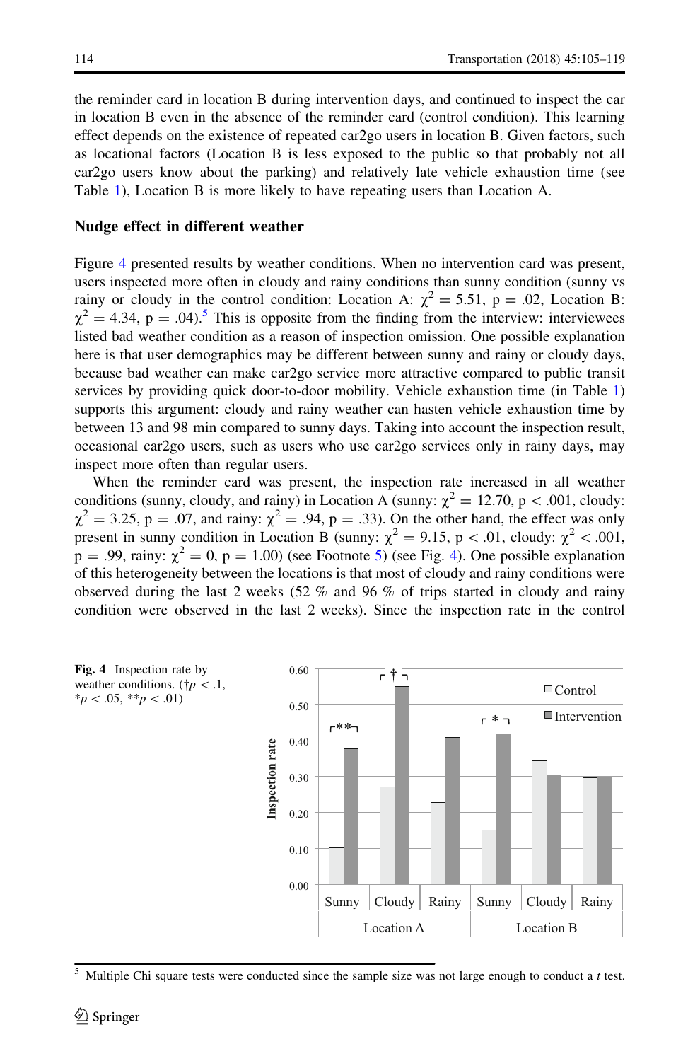the reminder card in location B during intervention days, and continued to inspect the car in location B even in the absence of the reminder card (control condition). This learning effect depends on the existence of repeated car2go users in location B. Given factors, such as locational factors (Location B is less exposed to the public so that probably not all car2go users know about the parking) and relatively late vehicle exhaustion time (see Table 1), Location B is more likely to have repeating users than Location A.

### Nudge effect in different weather

Figure 4 presented results by weather conditions. When no intervention card was present, users inspected more often in cloudy and rainy conditions than sunny condition (sunny vs rainy or cloudy in the control condition: Location A: $\chi^2 = 5.51$, p = .02, Location B: $\chi^2 = 4.34$, p = .04).[5] This is opposite from the finding from the interview: interviewees listed bad weather condition as a reason of inspection omission. One possible explanation here is that user demographics may be different between sunny and rainy or cloudy days, because bad weather can make car2go service more attractive compared to public transit services by providing quick door-to-door mobility. Vehicle exhaustion time (in Table 1) supports this argument: cloudy and rainy weather can hasten vehicle exhaustion time by between 13 and 98 min compared to sunny days. Taking into account the inspection result, occasional car2go users, such as users who use car2go services only in rainy days, may inspect more often than regular users.

When the reminder card was present, the inspection rate increased in all weather conditions (sunny, cloudy, and rainy) in Location A (sunny: $\chi^2 = 12.70$, p < .001, cloudy: $\chi^2 = 3.25$, p = .07, and rainy: $\chi^2 = .94$, p = .33). On the other hand, the effect was only present in sunny condition in Location B (sunny: $\chi^2 = 9.15$, p < .01, cloudy: $\chi^2 < .001$, p = .99, rainy: $\chi^2 = 0$, p = 1.00) (see Footnote 5) (see Fig. 4). One possible explanation of this heterogeneity between the locations is that most of cloudy and rainy conditions were observed during the last 2 weeks (52 % and 96 % of trips started in cloudy and rainy condition were observed in the last 2 weeks). Since the inspection rate in the control

**Fig. 4** Inspection rate by weather conditions. (†$p < .1$, *$p < .05$, **$p < .01$)

[5] Multiple Chi square tests were conducted since the sample size was not large enough to conduct a *t* test.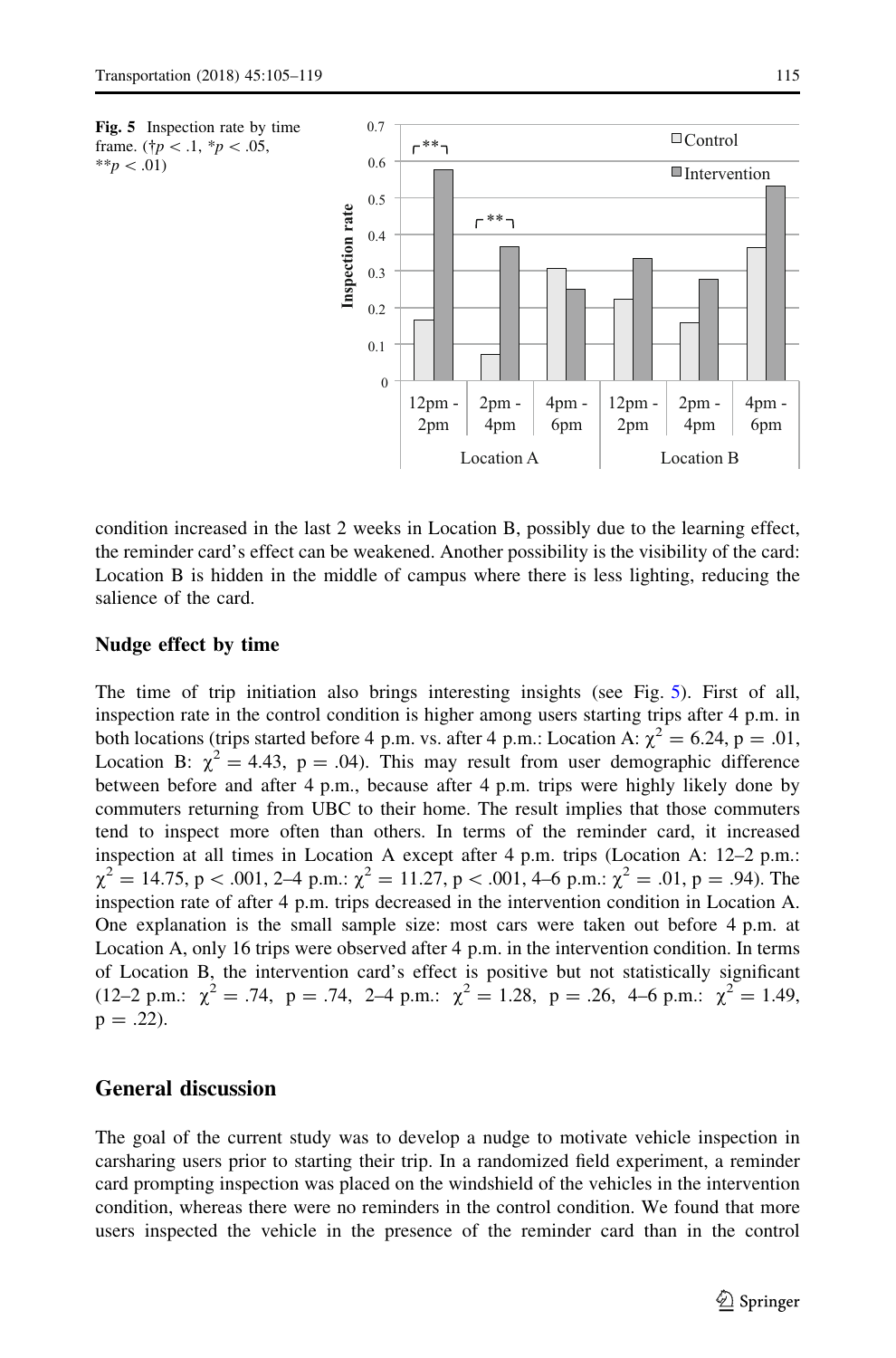Fig. 5 Inspection rate by time frame. (†$p < .1$, \*$p < .05$, \*\*$p < .01$)

condition increased in the last 2 weeks in Location B, possibly due to the learning effect, the reminder card's effect can be weakened. Another possibility is the visibility of the card: Location B is hidden in the middle of campus where there is less lighting, reducing the salience of the card.

### Nudge effect by time

The time of trip initiation also brings interesting insights (see Fig. 5). First of all, inspection rate in the control condition is higher among users starting trips after 4 p.m. in both locations (trips started before 4 p.m. vs. after 4 p.m.: Location A: $\chi^2 = 6.24$, $p = .01$, Location B: $\chi^2 = 4.43$, $p = .04$). This may result from user demographic difference between before and after 4 p.m., because after 4 p.m. trips were highly likely done by commuters returning from UBC to their home. The result implies that those commuters tend to inspect more often than others. In terms of the reminder card, it increased inspection at all times in Location A except after 4 p.m. trips (Location A: 12–2 p.m.: $\chi^2 = 14.75$, $p < .001$, 2–4 p.m.: $\chi^2 = 11.27$, $p < .001$, 4–6 p.m.: $\chi^2 = .01$, $p = .94$). The inspection rate of after 4 p.m. trips decreased in the intervention condition in Location A. One explanation is the small sample size: most cars were taken out before 4 p.m. at Location A, only 16 trips were observed after 4 p.m. in the intervention condition. In terms of Location B, the intervention card's effect is positive but not statistically significant (12–2 p.m.: $\chi^2 = .74$, $p = .74$, 2–4 p.m.: $\chi^2 = 1.28$, $p = .26$, 4–6 p.m.: $\chi^2 = 1.49$, $p = .22$).

## General discussion

The goal of the current study was to develop a nudge to motivate vehicle inspection in carsharing users prior to starting their trip. In a randomized field experiment, a reminder card prompting inspection was placed on the windshield of the vehicles in the intervention condition, whereas there were no reminders in the control condition. We found that more users inspected the vehicle in the presence of the reminder card than in the control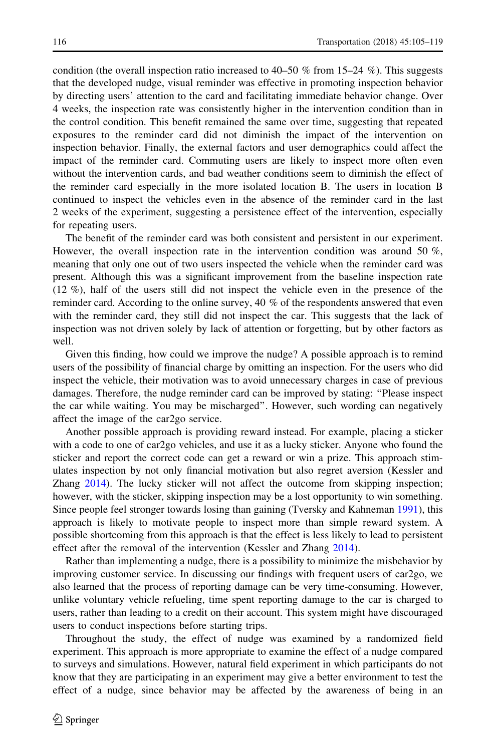condition (the overall inspection ratio increased to 40–50 % from 15–24 %). This suggests that the developed nudge, visual reminder was effective in promoting inspection behavior by directing users' attention to the card and facilitating immediate behavior change. Over 4 weeks, the inspection rate was consistently higher in the intervention condition than in the control condition. This benefit remained the same over time, suggesting that repeated exposures to the reminder card did not diminish the impact of the intervention on inspection behavior. Finally, the external factors and user demographics could affect the impact of the reminder card. Commuting users are likely to inspect more often even without the intervention cards, and bad weather conditions seem to diminish the effect of the reminder card especially in the more isolated location B. The users in location B continued to inspect the vehicles even in the absence of the reminder card in the last 2 weeks of the experiment, suggesting a persistence effect of the intervention, especially for repeating users.

The benefit of the reminder card was both consistent and persistent in our experiment. However, the overall inspection rate in the intervention condition was around 50 %, meaning that only one out of two users inspected the vehicle when the reminder card was present. Although this was a significant improvement from the baseline inspection rate (12 %), half of the users still did not inspect the vehicle even in the presence of the reminder card. According to the online survey, 40 % of the respondents answered that even with the reminder card, they still did not inspect the car. This suggests that the lack of inspection was not driven solely by lack of attention or forgetting, but by other factors as well.

Given this finding, how could we improve the nudge? A possible approach is to remind users of the possibility of financial charge by omitting an inspection. For the users who did inspect the vehicle, their motivation was to avoid unnecessary charges in case of previous damages. Therefore, the nudge reminder card can be improved by stating: "Please inspect the car while waiting. You may be mischarged". However, such wording can negatively affect the image of the car2go service.

Another possible approach is providing reward instead. For example, placing a sticker with a code to one of car2go vehicles, and use it as a lucky sticker. Anyone who found the sticker and report the correct code can get a reward or win a prize. This approach stimulates inspection by not only financial motivation but also regret aversion (Kessler and Zhang 2014). The lucky sticker will not affect the outcome from skipping inspection; however, with the sticker, skipping inspection may be a lost opportunity to win something. Since people feel stronger towards losing than gaining (Tversky and Kahneman 1991), this approach is likely to motivate people to inspect more than simple reward system. A possible shortcoming from this approach is that the effect is less likely to lead to persistent effect after the removal of the intervention (Kessler and Zhang 2014).

Rather than implementing a nudge, there is a possibility to minimize the misbehavior by improving customer service. In discussing our findings with frequent users of car2go, we also learned that the process of reporting damage can be very time-consuming. However, unlike voluntary vehicle refueling, time spent reporting damage to the car is charged to users, rather than leading to a credit on their account. This system might have discouraged users to conduct inspections before starting trips.

Throughout the study, the effect of nudge was examined by a randomized field experiment. This approach is more appropriate to examine the effect of a nudge compared to surveys and simulations. However, natural field experiment in which participants do not know that they are participating in an experiment may give a better environment to test the effect of a nudge, since behavior may be affected by the awareness of being in an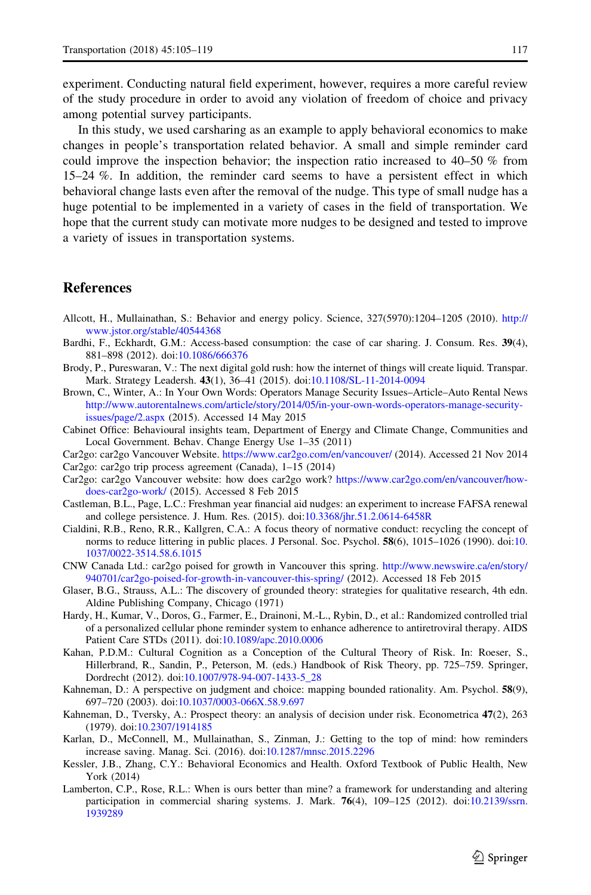experiment. Conducting natural field experiment, however, requires a more careful review of the study procedure in order to avoid any violation of freedom of choice and privacy among potential survey participants.

In this study, we used carsharing as an example to apply behavioral economics to make changes in people's transportation related behavior. A small and simple reminder card could improve the inspection behavior; the inspection ratio increased to 40–50 % from 15–24 %. In addition, the reminder card seems to have a persistent effect in which behavioral change lasts even after the removal of the nudge. This type of small nudge has a huge potential to be implemented in a variety of cases in the field of transportation. We hope that the current study can motivate more nudges to be designed and tested to improve a variety of issues in transportation systems.

## References

Allcott, H., Mullainathan, S.: Behavior and energy policy. Science, 327(5970):1204–1205 (2010). http://www.jstor.org/stable/40544368

Bardhi, F., Eckhardt, G.M.: Access-based consumption: the case of car sharing. J. Consum. Res. **39**(4), 881–898 (2012). doi:10.1086/666376

Brody, P., Pureswaran, V.: The next digital gold rush: how the internet of things will create liquid. Transpar. Mark. Strategy Leadersh. **43**(1), 36–41 (2015). doi:10.1108/SL-11-2014-0094

Brown, C., Winter, A.: In Your Own Words: Operators Manage Security Issues–Article–Auto Rental News http://www.autorentalnews.com/article/story/2014/05/in-your-own-words-operators-manage-security-issues/page/2.aspx (2015). Accessed 14 May 2015

Cabinet Office: Behavioural insights team, Department of Energy and Climate Change, Communities and Local Government. Behav. Change Energy Use 1–35 (2011)

Car2go: car2go Vancouver Website. https://www.car2go.com/en/vancouver/ (2014). Accessed 21 Nov 2014

Car2go: car2go trip process agreement (Canada), 1–15 (2014)

Car2go: car2go Vancouver website: how does car2go work? https://www.car2go.com/en/vancouver/how-does-car2go-work/ (2015). Accessed 8 Feb 2015

Castleman, B.L., Page, L.C.: Freshman year financial aid nudges: an experiment to increase FAFSA renewal and college persistence. J. Hum. Res. (2015). doi:10.3368/jhr.51.2.0614-6458R

Cialdini, R.B., Reno, R.R., Kallgren, C.A.: A focus theory of normative conduct: recycling the concept of norms to reduce littering in public places. J Personal. Soc. Psychol. **58**(6), 1015–1026 (1990). doi:10.1037/0022-3514.58.6.1015

CNW Canada Ltd.: car2go poised for growth in Vancouver this spring. http://www.newswire.ca/en/story/940701/car2go-poised-for-growth-in-vancouver-this-spring/ (2012). Accessed 18 Feb 2015

Glaser, B.G., Strauss, A.L.: The discovery of grounded theory: strategies for qualitative research, 4th edn. Aldine Publishing Company, Chicago (1971)

Hardy, H., Kumar, V., Doros, G., Farmer, E., Drainoni, M.-L., Rybin, D., et al.: Randomized controlled trial of a personalized cellular phone reminder system to enhance adherence to antiretroviral therapy. AIDS Patient Care STDs (2011). doi:10.1089/apc.2010.0006

Kahan, P.D.M.: Cultural Cognition as a Conception of the Cultural Theory of Risk. In: Roeser, S., Hillerbrand, R., Sandin, P., Peterson, M. (eds.) Handbook of Risk Theory, pp. 725–759. Springer, Dordrecht (2012). doi:10.1007/978-94-007-1433-5_28

Kahneman, D.: A perspective on judgment and choice: mapping bounded rationality. Am. Psychol. **58**(9), 697–720 (2003). doi:10.1037/0003-066X.58.9.697

Kahneman, D., Tversky, A.: Prospect theory: an analysis of decision under risk. Econometrica **47**(2), 263 (1979). doi:10.2307/1914185

Karlan, D., McConnell, M., Mullainathan, S., Zinman, J.: Getting to the top of mind: how reminders increase saving. Manag. Sci. (2016). doi:10.1287/mnsc.2015.2296

Kessler, J.B., Zhang, C.Y.: Behavioral Economics and Health. Oxford Textbook of Public Health, New York (2014)

Lamberton, C.P., Rose, R.L.: When is ours better than mine? a framework for understanding and altering participation in commercial sharing systems. J. Mark. **76**(4), 109–125 (2012). doi:10.2139/ssrn.1939289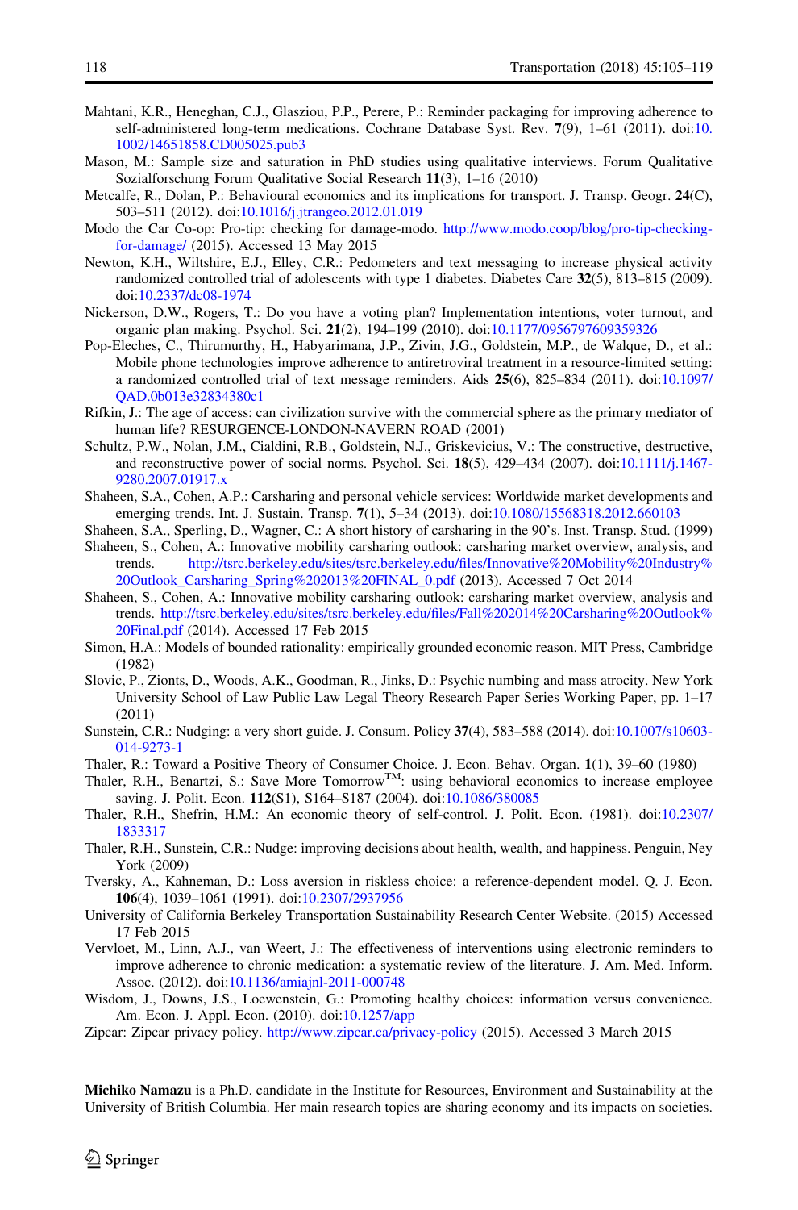Mahtani, K.R., Heneghan, C.J., Glasziou, P.P., Perere, P.: Reminder packaging for improving adherence to self-administered long-term medications. Cochrane Database Syst. Rev. **7**(9), 1–61 (2011). doi:10.1002/14651858.CD005025.pub3

Mason, M.: Sample size and saturation in PhD studies using qualitative interviews. Forum Qualitative Sozialforschung Forum Qualitative Social Research **11**(3), 1–16 (2010)

Metcalfe, R., Dolan, P.: Behavioural economics and its implications for transport. J. Transp. Geogr. **24**(C), 503–511 (2012). doi:10.1016/j.jtrangeo.2012.01.019

Modo the Car Co-op: Pro-tip: checking for damage-modo. http://www.modo.coop/blog/pro-tip-checking-for-damage/ (2015). Accessed 13 May 2015

Newton, K.H., Wiltshire, E.J., Elley, C.R.: Pedometers and text messaging to increase physical activity randomized controlled trial of adolescents with type 1 diabetes. Diabetes Care **32**(5), 813–815 (2009). doi:10.2337/dc08-1974

Nickerson, D.W., Rogers, T.: Do you have a voting plan? Implementation intentions, voter turnout, and organic plan making. Psychol. Sci. **21**(2), 194–199 (2010). doi:10.1177/0956797609359326

Pop-Eleches, C., Thirumurthy, H., Habyarimana, J.P., Zivin, J.G., Goldstein, M.P., de Walque, D., et al.: Mobile phone technologies improve adherence to antiretroviral treatment in a resource-limited setting: a randomized controlled trial of text message reminders. Aids **25**(6), 825–834 (2011). doi:10.1097/QAD.0b013e32834380c1

Rifkin, J.: The age of access: can civilization survive with the commercial sphere as the primary mediator of human life? RESURGENCE-LONDON-NAVERN ROAD (2001)

Schultz, P.W., Nolan, J.M., Cialdini, R.B., Goldstein, N.J., Griskevicius, V.: The constructive, destructive, and reconstructive power of social norms. Psychol. Sci. **18**(5), 429–434 (2007). doi:10.1111/j.1467-9280.2007.01917.x

Shaheen, S.A., Cohen, A.P.: Carsharing and personal vehicle services: Worldwide market developments and emerging trends. Int. J. Sustain. Transp. **7**(1), 5–34 (2013). doi:10.1080/15568318.2012.660103

Shaheen, S.A., Sperling, D., Wagner, C.: A short history of carsharing in the 90's. Inst. Transp. Stud. (1999)

Shaheen, S., Cohen, A.: Innovative mobility carsharing outlook: carsharing market overview, analysis, and trends. http://tsrc.berkeley.edu/sites/tsrc.berkeley.edu/files/Innovative%20Mobility%20Industry%20Outlook_Carsharing_Spring%202013%20FINAL_0.pdf (2013). Accessed 7 Oct 2014

Shaheen, S., Cohen, A.: Innovative mobility carsharing outlook: carsharing market overview, analysis and trends. http://tsrc.berkeley.edu/files/Fall%202014%20Carsharing%20Outlook%20Final.pdf (2014). Accessed 17 Feb 2015

Simon, H.A.: Models of bounded rationality: empirically grounded economic reason. MIT Press, Cambridge (1982)

Slovic, P., Zionts, D., Woods, A.K., Goodman, R., Jinks, D.: Psychic numbing and mass atrocity. New York University School of Law Public Law Legal Theory Research Paper Series Working Paper, pp. 1–17 (2011)

Sunstein, C.R.: Nudging: a very short guide. J. Consum. Policy **37**(4), 583–588 (2014). doi:10.1007/s10603-014-9273-1

Thaler, R.: Toward a Positive Theory of Consumer Choice. J. Econ. Behav. Organ. **1**(1), 39–60 (1980)

Thaler, R.H., Benartzi, S.: Save More Tomorrow™: using behavioral economics to increase employee saving. J. Polit. Econ. **112**(S1), S164–S187 (2004). doi:10.1086/380085

Thaler, R.H., Shefrin, H.M.: An economic theory of self-control. J. Polit. Econ. (1981). doi:10.2307/1833317

Thaler, R.H., Sunstein, C.R.: Nudge: improving decisions about health, wealth, and happiness. Penguin, Ney York (2009)

Tversky, A., Kahneman, D.: Loss aversion in riskless choice: a reference-dependent model. Q. J. Econ. **106**(4), 1039–1061 (1991). doi:10.2307/2937956

University of California Berkeley Transportation Sustainability Research Center Website. (2015) Accessed 17 Feb 2015

Vervloet, M., Linn, A.J., van Weert, J.: The effectiveness of interventions using electronic reminders to improve adherence to chronic medication: a systematic review of the literature. J. Am. Med. Inform. Assoc. (2012). doi:10.1136/amiajnl-2011-000748

Wisdom, J., Downs, J.S., Loewenstein, G.: Promoting healthy choices: information versus convenience. Am. Econ. J. Appl. Econ. (2010). doi:10.1257/app

Zipcar: Zipcar privacy policy. http://www.zipcar.ca/privacy-policy (2015). Accessed 3 March 2015

**Michiko Namazu** is a Ph.D. candidate in the Institute for Resources, Environment and Sustainability at the University of British Columbia. Her main research topics are sharing economy and its impacts on societies.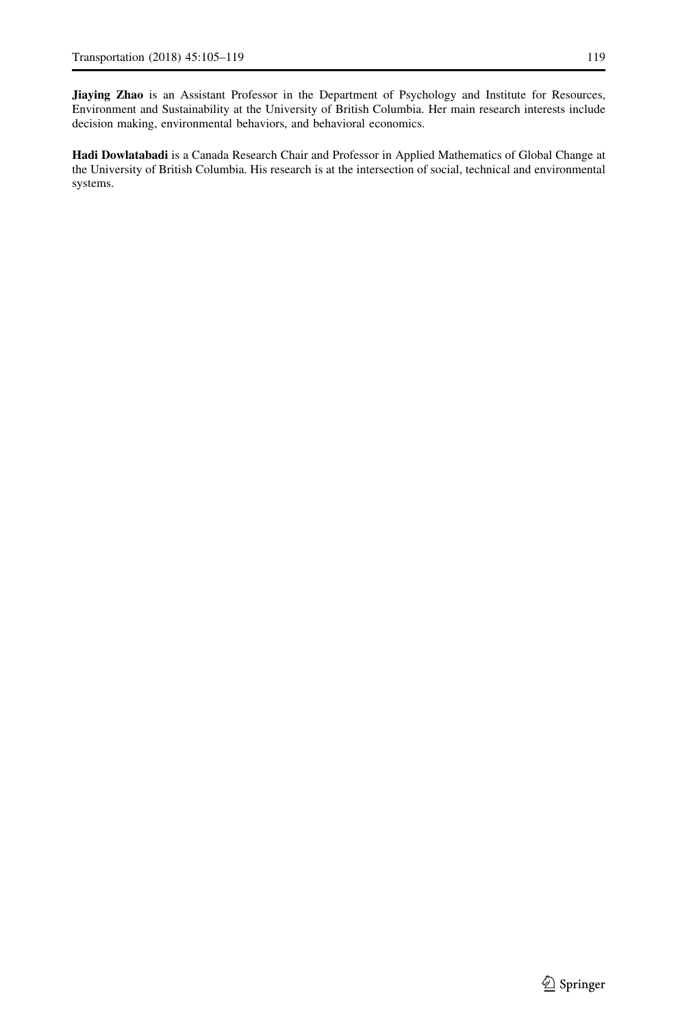**Jiaying Zhao** is an Assistant Professor in the Department of Psychology and Institute for Resources, Environment and Sustainability at the University of British Columbia. Her main research interests include decision making, environmental behaviors, and behavioral economics.

**Hadi Dowlatabadi** is a Canada Research Chair and Professor in Applied Mathematics of Global Change at the University of British Columbia. His research is at the intersection of social, technical and environmental systems.